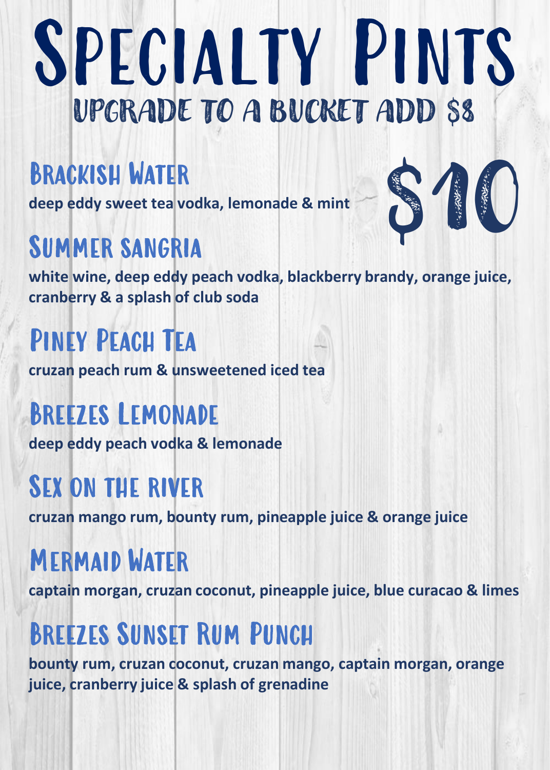# Specialty Pints

## Upgrade to a bucket add $8

## $10

### Brackish Water

**deep eddy sweet tea vodka, lemonade & mint**

### Summer sangria

**white wine, deep eddy peach vodka, blackberry brandy, orange juice, cranberry & a splash of club soda**

### Piney Peach Tea

**cruzan peach rum & unsweetened iced tea**

### Breezes Lemonade

**deep eddy peach vodka & lemonade**

### Sex on the river

**cruzan mango rum, bounty rum, pineapple juice & orange juice**

### Mermaid Water

**captain morgan, cruzan coconut, pineapple juice, blue curacao & limes**

### Breezes Sunset Rum Punch

**bounty rum, cruzan coconut, cruzan mango, captain morgan, orange juice, cranberry juice & splash of grenadine**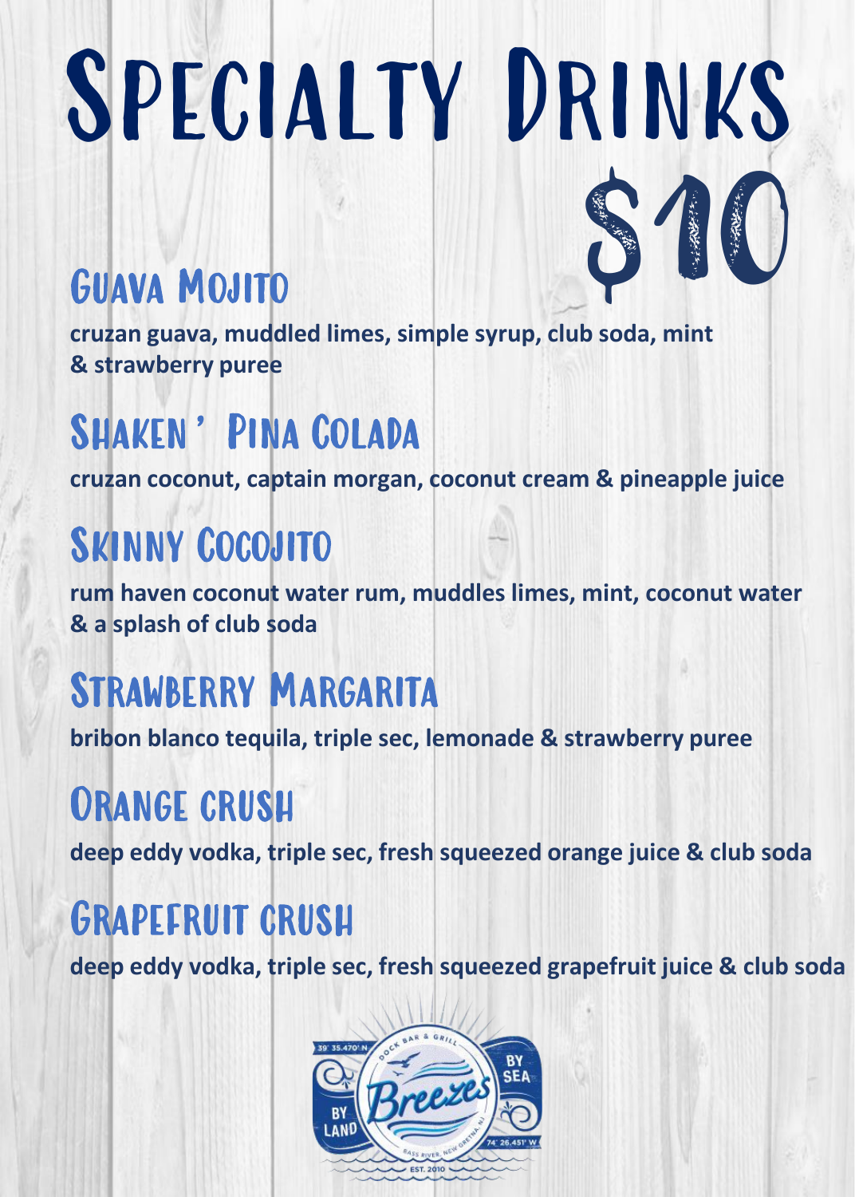# Specialty Drinks

## $10

### Guava Mojito

**cruzan guava, muddled limes, simple syrup, club soda, mint & strawberry puree**

### Shaken' Pina Colada

**cruzan coconut, captain morgan, coconut cream & pineapple juice**

### Skinny Cocojito

**rum haven coconut water rum, muddles limes, mint, coconut water & a splash of club soda**

### Strawberry Margarita

**bribon blanco tequila, triple sec, lemonade & strawberry puree**

### Orange crush

**deep eddy vodka, triple sec, fresh squeezed orange juice & club soda**

### Grapefruit crush

**deep eddy vodka, triple sec, fresh squeezed grapefruit juice & club soda**

Breezes Dock Bar & Grill — Bass River, New Gretna, NJ — By Land / By Sea — 39° 35.470' N / 74° 26.451' W — EST. 2010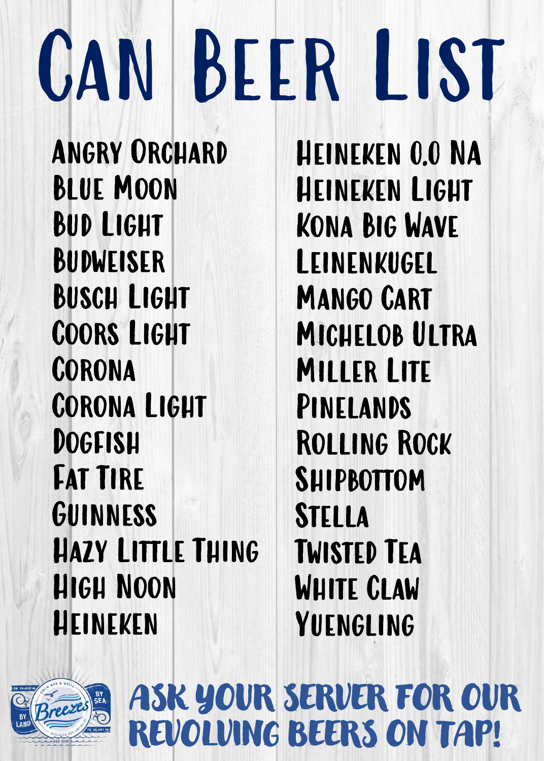# Can Beer List

- Angry Orchard
- Blue Moon
- Bud Light
- Budweiser
- Busch Light
- Coors Light
- Corona
- Corona Light
- Dogfish
- Fat Tire
- Guinness
- Hazy Little Thing
- High Noon
- Heineken
- Heineken 0.0 NA
- Heineken Light
- Kona Big Wave
- Leinenkugel
- Mango Cart
- Michelob Ultra
- Miller Lite
- Pinelands
- Rolling Rock
- Shipbottom
- Stella
- Twisted Tea
- White Claw
- Yuengling

**Ask your server for our revolving beers on tap!**